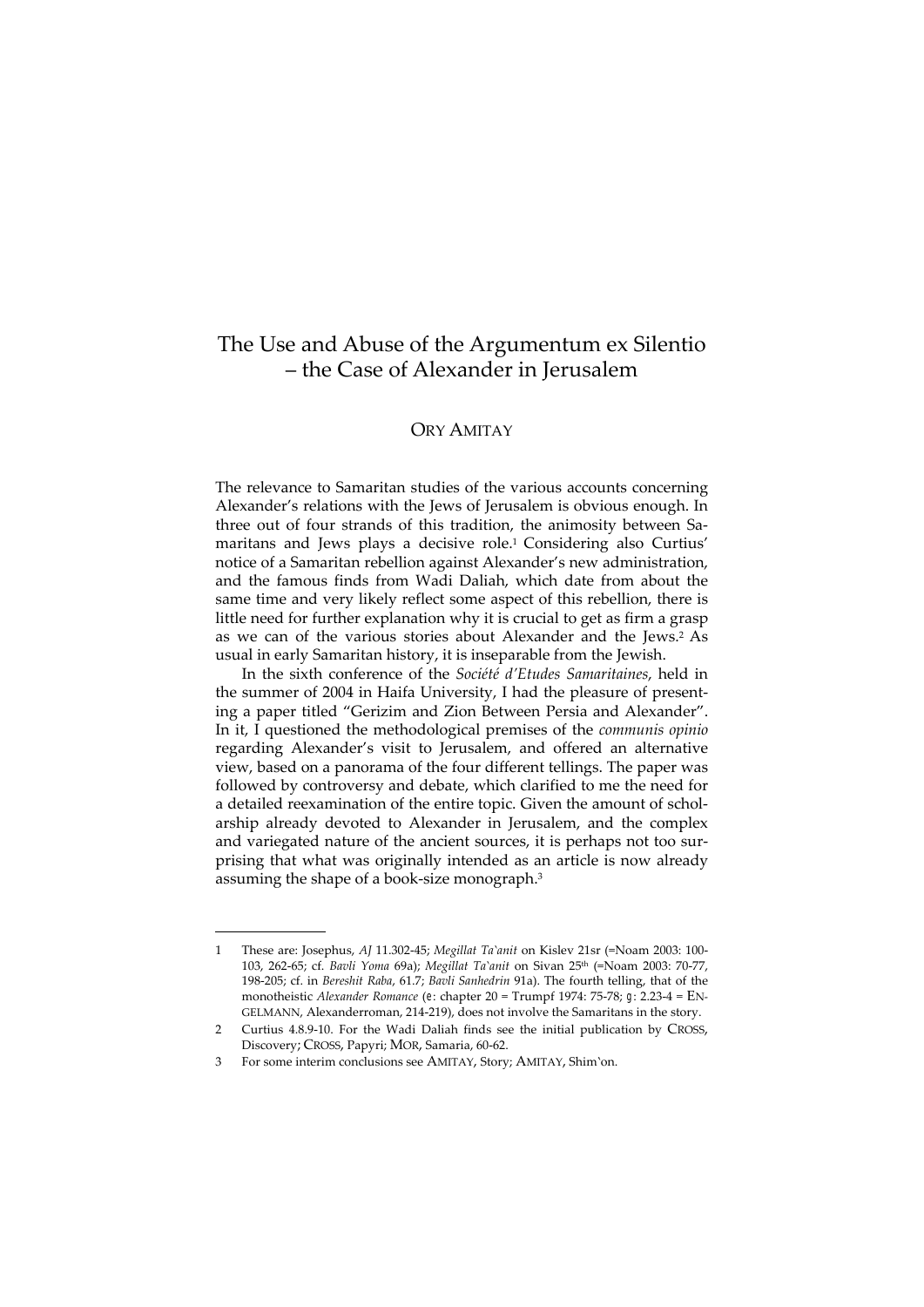# The Use and Abuse of the Argumentum ex Silentio – the Case of Alexander in Jerusalem

ORY AMITAY

The relevance to Samaritan studies of the various accounts concerning Alexander's relations with the Jews of Jerusalem is obvious enough. In three out of four strands of this tradition, the animosity between Samaritans and Jews plays a decisive role.[1] Considering also Curtius' notice of a Samaritan rebellion against Alexander's new administration, and the famous finds from Wadi Daliah, which date from about the same time and very likely reflect some aspect of this rebellion, there is little need for further explanation why it is crucial to get as firm a grasp as we can of the various stories about Alexander and the Jews.[2] As usual in early Samaritan history, it is inseparable from the Jewish.

In the sixth conference of the *Société d'Etudes Samaritaines*, held in the summer of 2004 in Haifa University, I had the pleasure of presenting a paper titled "Gerizim and Zion Between Persia and Alexander". In it, I questioned the methodological premises of the *communis opinio* regarding Alexander's visit to Jerusalem, and offered an alternative view, based on a panorama of the four different tellings. The paper was followed by controversy and debate, which clarified to me the need for a detailed reexamination of the entire topic. Given the amount of scholarship already devoted to Alexander in Jerusalem, and the complex and variegated nature of the ancient sources, it is perhaps not too surprising that what was originally intended as an article is now already assuming the shape of a book-size monograph.[3]

---

1 These are: Josephus, *AJ* 11.302-45; *Megillat Ta'anit* on Kislev 21sr (=Noam 2003: 100-103, 262-65; cf. *Bavli Yoma* 69a); *Megillat Ta'anit* on Sivan 25th (=Noam 2003: 70-77, 198-205; cf. in *Bereshit Raba*, 61.7; *Bavli Sanhedrin* 91a). The fourth telling, that of the monotheistic *Alexander Romance* (ε: chapter 20 = Trumpf 1974: 75-78; γ: 2.23-4 = ENGELMANN, Alexanderroman, 214-219), does not involve the Samaritans in the story.

2 Curtius 4.8.9-10. For the Wadi Daliah finds see the initial publication by CROSS, Discovery; CROSS, Papyri; MOR, Samaria, 60-62.

3 For some interim conclusions see AMITAY, Story; AMITAY, Shim'on.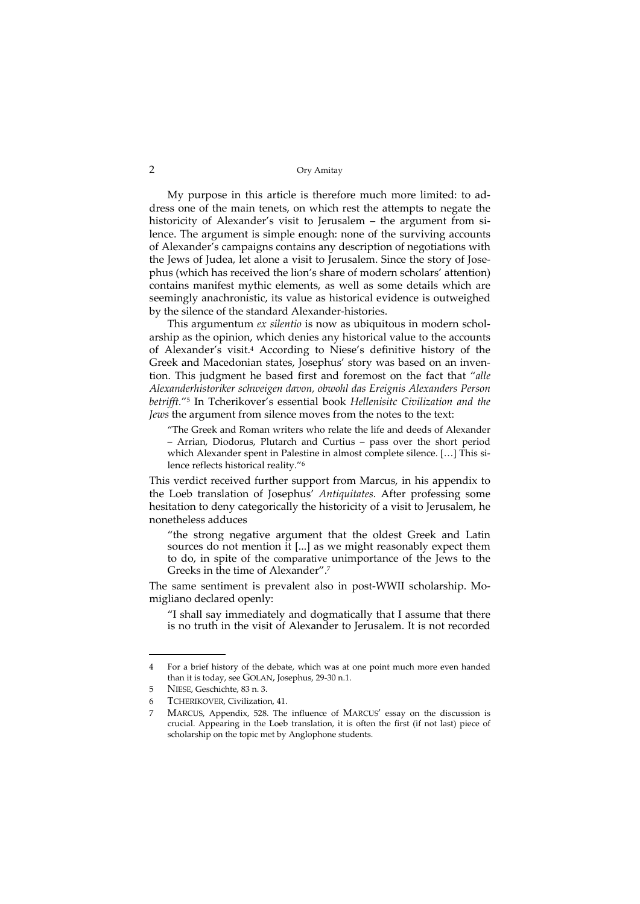My purpose in this article is therefore much more limited: to address one of the main tenets, on which rest the attempts to negate the historicity of Alexander's visit to Jerusalem – the argument from silence. The argument is simple enough: none of the surviving accounts of Alexander's campaigns contains any description of negotiations with the Jews of Judea, let alone a visit to Jerusalem. Since the story of Josephus (which has received the lion's share of modern scholars' attention) contains manifest mythic elements, as well as some details which are seemingly anachronistic, its value as historical evidence is outweighed by the silence of the standard Alexander-histories.

This argumentum *ex silentio* is now as ubiquitous in modern scholarship as the opinion, which denies any historical value to the accounts of Alexander's visit.[4] According to Niese's definitive history of the Greek and Macedonian states, Josephus' story was based on an invention. This judgment he based first and foremost on the fact that "*alle Alexanderhistoriker schweigen davon, obwohl das Ereignis Alexanders Person betrifft*."[5] In Tcherikover's essential book *Hellenisitc Civilization and the Jews* the argument from silence moves from the notes to the text:

> "The Greek and Roman writers who relate the life and deeds of Alexander – Arrian, Diodorus, Plutarch and Curtius – pass over the short period which Alexander spent in Palestine in almost complete silence. […] This silence reflects historical reality."[6]

This verdict received further support from Marcus, in his appendix to the Loeb translation of Josephus' *Antiquitates*. After professing some hesitation to deny categorically the historicity of a visit to Jerusalem, he nonetheless adduces

> "the strong negative argument that the oldest Greek and Latin sources do not mention it [...] as we might reasonably expect them to do, in spite of the comparative unimportance of the Jews to the Greeks in the time of Alexander".[7]

The same sentiment is prevalent also in post-WWII scholarship. Momigliano declared openly:

> "I shall say immediately and dogmatically that I assume that there is no truth in the visit of Alexander to Jerusalem. It is not recorded

---

4 For a brief history of the debate, which was at one point much more even handed than it is today, see GOLAN, Josephus, 29-30 n.1.

5 NIESE, Geschichte, 83 n. 3.

6 TCHERIKOVER, Civilization, 41.

7 MARCUS, Appendix, 528. The influence of MARCUS' essay on the discussion is crucial. Appearing in the Loeb translation, it is often the first (if not last) piece of scholarship on the topic met by Anglophone students.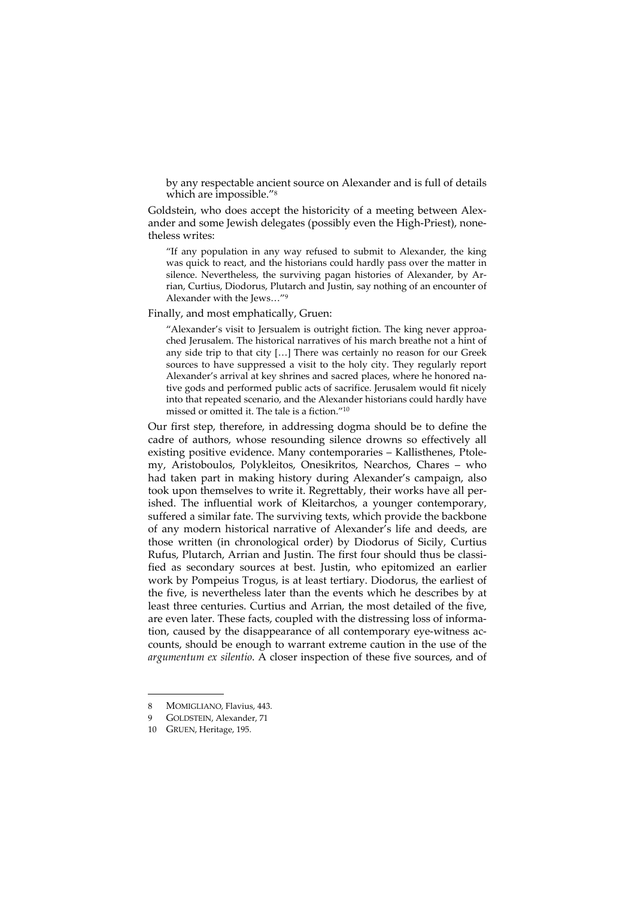> by any respectable ancient source on Alexander and is full of details which are impossible."[8]

Goldstein, who does accept the historicity of a meeting between Alexander and some Jewish delegates (possibly even the High-Priest), nonetheless writes:

> "If any population in any way refused to submit to Alexander, the king was quick to react, and the historians could hardly pass over the matter in silence. Nevertheless, the surviving pagan histories of Alexander, by Arrian, Curtius, Diodorus, Plutarch and Justin, say nothing of an encounter of Alexander with the Jews…"[9]

Finally, and most emphatically, Gruen:

> "Alexander's visit to Jersualem is outright fiction. The king never approached Jerusalem. The historical narratives of his march breathe not a hint of any side trip to that city […] There was certainly no reason for our Greek sources to have suppressed a visit to the holy city. They regularly report Alexander's arrival at key shrines and sacred places, where he honored native gods and performed public acts of sacrifice. Jerusalem would fit nicely into that repeated scenario, and the Alexander historians could hardly have missed or omitted it. The tale is a fiction."[10]

Our first step, therefore, in addressing dogma should be to define the cadre of authors, whose resounding silence drowns so effectively all existing positive evidence. Many contemporaries – Kallisthenes, Ptolemy, Aristoboulos, Polykleitos, Onesikritos, Nearchos, Chares – who had taken part in making history during Alexander's campaign, also took upon themselves to write it. Regrettably, their works have all perished. The influential work of Kleitarchos, a younger contemporary, suffered a similar fate. The surviving texts, which provide the backbone of any modern historical narrative of Alexander's life and deeds, are those written (in chronological order) by Diodorus of Sicily, Curtius Rufus, Plutarch, Arrian and Justin. The first four should thus be classified as secondary sources at best. Justin, who epitomized an earlier work by Pompeius Trogus, is at least tertiary. Diodorus, the earliest of the five, is nevertheless later than the events which he describes by at least three centuries. Curtius and Arrian, the most detailed of the five, are even later. These facts, coupled with the distressing loss of information, caused by the disappearance of all contemporary eye-witness accounts, should be enough to warrant extreme caution in the use of the *argumentum ex silentio*. A closer inspection of these five sources, and of

---

8 MOMIGLIANO, Flavius, 443.

9 GOLDSTEIN, Alexander, 71

10 GRUEN, Heritage, 195.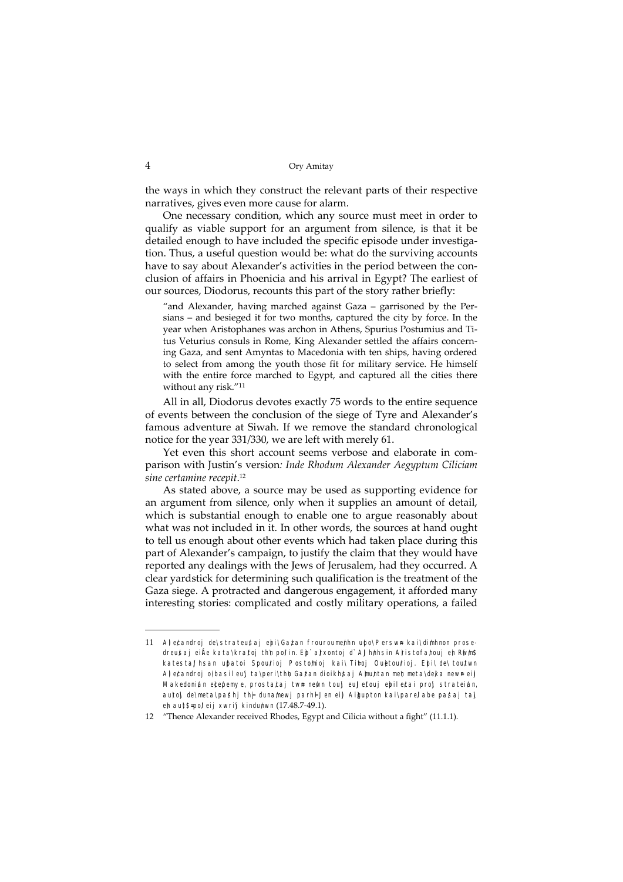the ways in which they construct the relevant parts of their respective narratives, gives even more cause for alarm.

One necessary condition, which any source must meet in order to qualify as viable support for an argument from silence, is that it be detailed enough to have included the specific episode under investigation. Thus, a useful question would be: what do the surviving accounts have to say about Alexander's activities in the period between the conclusion of affairs in Phoenicia and his arrival in Egypt? The earliest of our sources, Diodorus, recounts this part of the story rather briefly:

> "and Alexander, having marched against Gaza – garrisoned by the Persians – and besieged it for two months, captured the city by force. In the year when Aristophanes was archon in Athens, Spurius Postumius and Titus Veturius consuls in Rome, King Alexander settled the affairs concerning Gaza, and sent Amyntas to Macedonia with ten ships, having ordered to select from among the youth those fit for military service. He himself with the entire force marched to Egypt, and captured all the cities there without any risk."[11]

All in all, Diodorus devotes exactly 75 words to the entire sequence of events between the conclusion of the siege of Tyre and Alexander's famous adventure at Siwah. If we remove the standard chronological notice for the year 331/330, we are left with merely 61.

Yet even this short account seems verbose and elaborate in comparison with Justin's version*: Inde Rhodum Alexander Aegyptum Ciliciam sine certamine recepit*.[12]

As stated above, a source may be used as supporting evidence for an argument from silence, only when it supplies an amount of detail, which is substantial enough to enable one to argue reasonably about what was not included in it. In other words, the sources at hand ought to tell us enough about other events which had taken place during this part of Alexander's campaign, to justify the claim that they would have reported any dealings with the Jews of Jerusalem, had they occurred. A clear yardstick for determining such qualification is the treatment of the Gaza siege. A protracted and dangerous engagement, it afforded many interesting stories: complicated and costly military operations, a failed

---

11 A)le/candroj de\ strateu/saj e)pi\ Ga/zan frouroume/nhn u(po\ Persw=n kai\ di/mhnon prosedreu/saj ei(=le kata\ kra/toj th\n po/lin. E)p` a)/xontoj d` A)hh/nhsin A)ristofa/nouj e)n R(w/m$ katesta/qhsan u(patoi Spou/rioj Postou/mioj kai\ Ti/toj Ou)etou/rioj. E)pi\ de\ tou/twn A)le/candroj o(basileu\j ta\ peri\ th\n Ga/zan dioikh/saj A)mu/ntan me\n meta\ de/ka new=n ei)j Makedoni/an e)ce/pemye, prosta/caj tw=n ne/wn tou\j eu)qe/touj e)pile/cai pro\j stratei/an, au)to\j de\ meta\ pa/shj th=j duna/mewj parh=lqen ei)j Ai)/gupton kai\ pare/labe pa/saj ta\j e)n au)t$=po/leij xwri\j kindu/nwn (17.48.7-49.1).

12 "Thence Alexander received Rhodes, Egypt and Cilicia without a fight" (11.1.1).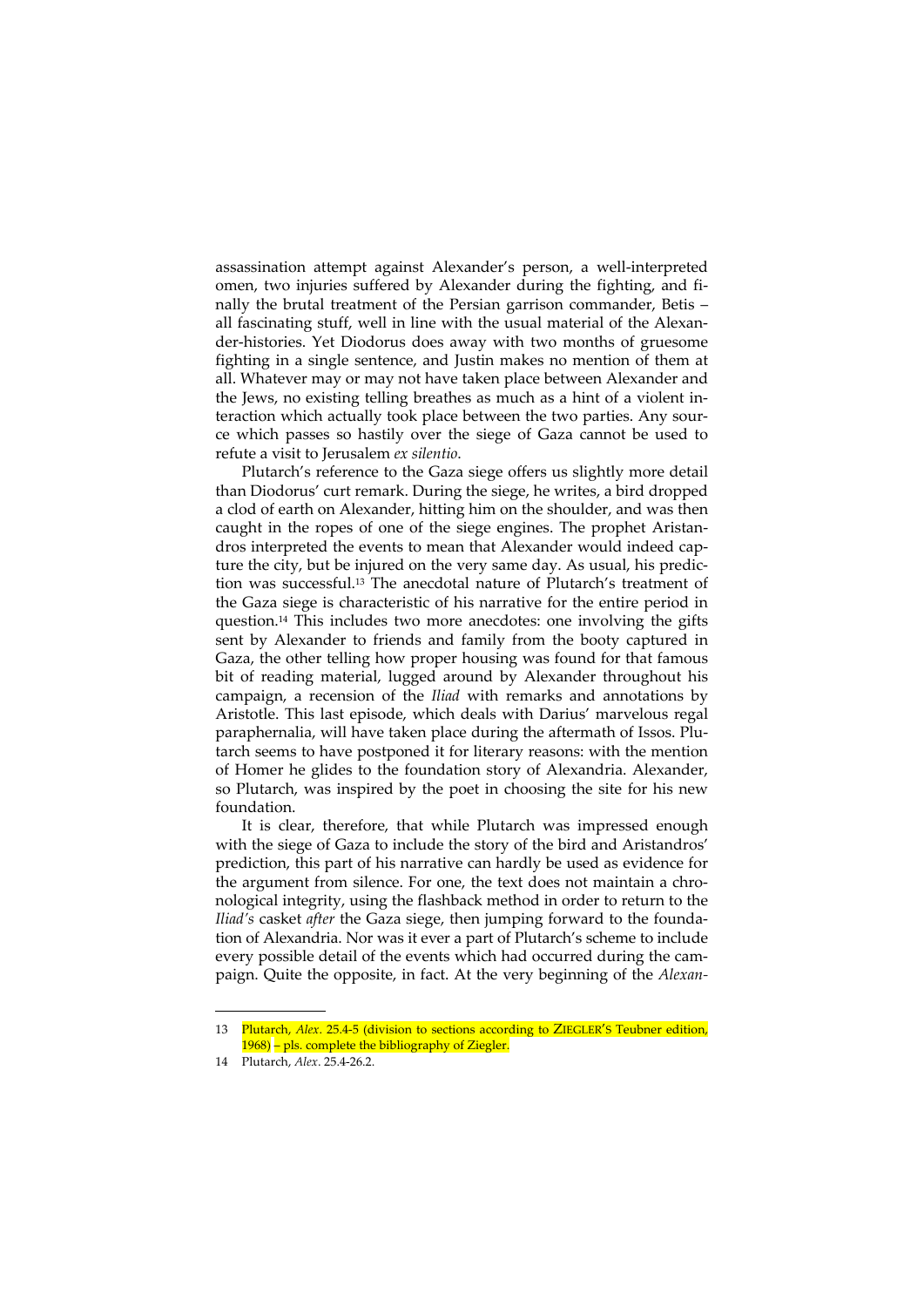assassination attempt against Alexander's person, a well-interpreted omen, two injuries suffered by Alexander during the fighting, and finally the brutal treatment of the Persian garrison commander, Betis – all fascinating stuff, well in line with the usual material of the Alexander-histories. Yet Diodorus does away with two months of gruesome fighting in a single sentence, and Justin makes no mention of them at all. Whatever may or may not have taken place between Alexander and the Jews, no existing telling breathes as much as a hint of a violent interaction which actually took place between the two parties. Any source which passes so hastily over the siege of Gaza cannot be used to refute a visit to Jerusalem *ex silentio*.

Plutarch's reference to the Gaza siege offers us slightly more detail than Diodorus' curt remark. During the siege, he writes, a bird dropped a clod of earth on Alexander, hitting him on the shoulder, and was then caught in the ropes of one of the siege engines. The prophet Aristandros interpreted the events to mean that Alexander would indeed capture the city, but be injured on the very same day. As usual, his prediction was successful.[13] The anecdotal nature of Plutarch's treatment of the Gaza siege is characteristic of his narrative for the entire period in question.[14] This includes two more anecdotes: one involving the gifts sent by Alexander to friends and family from the booty captured in Gaza, the other telling how proper housing was found for that famous bit of reading material, lugged around by Alexander throughout his campaign, a recension of the *Iliad* with remarks and annotations by Aristotle. This last episode, which deals with Darius' marvelous regal paraphernalia, will have taken place during the aftermath of Issos. Plutarch seems to have postponed it for literary reasons: with the mention of Homer he glides to the foundation story of Alexandria. Alexander, so Plutarch, was inspired by the poet in choosing the site for his new foundation.

It is clear, therefore, that while Plutarch was impressed enough with the siege of Gaza to include the story of the bird and Aristandros' prediction, this part of his narrative can hardly be used as evidence for the argument from silence. For one, the text does not maintain a chronological integrity, using the flashback method in order to return to the *Iliad's* casket *after* the Gaza siege, then jumping forward to the foundation of Alexandria. Nor was it ever a part of Plutarch's scheme to include every possible detail of the events which had occurred during the campaign. Quite the opposite, in fact. At the very beginning of the *Alexan-*

---

13 Plutarch, *Alex*. 25.4-5 (division to sections according to ZIEGLER'S Teubner edition, 1968) – pls. complete the bibliography of Ziegler.

14 Plutarch, *Alex*. 25.4-26.2.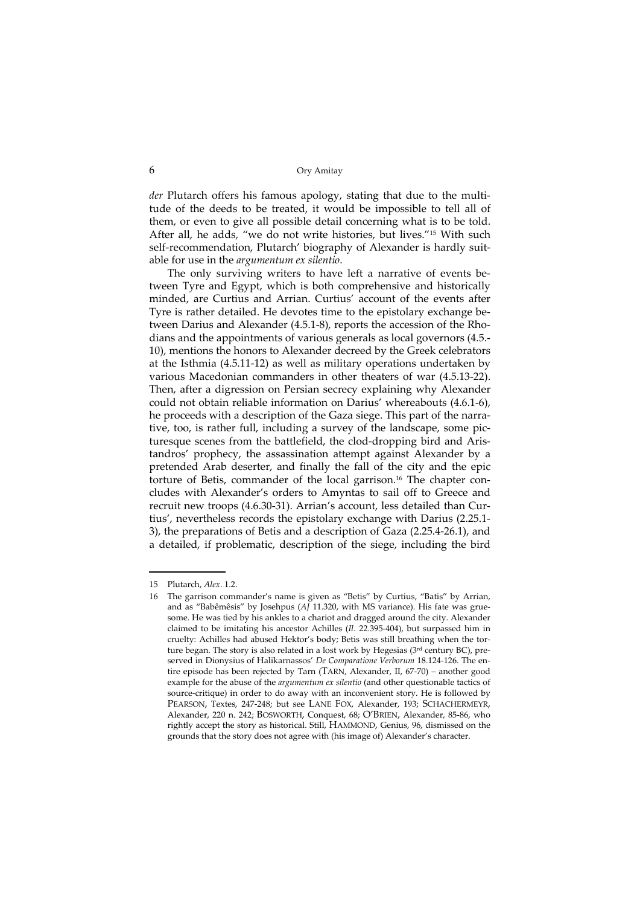*der* Plutarch offers his famous apology, stating that due to the multitude of the deeds to be treated, it would be impossible to tell all of them, or even to give all possible detail concerning what is to be told. After all, he adds, "we do not write histories, but lives."[15] With such self-recommendation, Plutarch' biography of Alexander is hardly suitable for use in the *argumentum ex silentio*.

The only surviving writers to have left a narrative of events between Tyre and Egypt, which is both comprehensive and historically minded, are Curtius and Arrian. Curtius' account of the events after Tyre is rather detailed. He devotes time to the epistolary exchange between Darius and Alexander (4.5.1-8), reports the accession of the Rhodians and the appointments of various generals as local governors (4.5.-10), mentions the honors to Alexander decreed by the Greek celebrators at the Isthmia (4.5.11-12) as well as military operations undertaken by various Macedonian commanders in other theaters of war (4.5.13-22). Then, after a digression on Persian secrecy explaining why Alexander could not obtain reliable information on Darius' whereabouts (4.6.1-6), he proceeds with a description of the Gaza siege. This part of the narrative, too, is rather full, including a survey of the landscape, some picturesque scenes from the battlefield, the clod-dropping bird and Aristandros' prophecy, the assassination attempt against Alexander by a pretended Arab deserter, and finally the fall of the city and the epic torture of Betis, commander of the local garrison.[16] The chapter concludes with Alexander's orders to Amyntas to sail off to Greece and recruit new troops (4.6.30-31). Arrian's account, less detailed than Curtius', nevertheless records the epistolary exchange with Darius (2.25.1-3), the preparations of Betis and a description of Gaza (2.25.4-26.1), and a detailed, if problematic, description of the siege, including the bird

---

15 Plutarch, *Alex*. 1.2.

16 The garrison commander's name is given as "Betis" by Curtius, "Batis" by Arrian, and as "Babêmêsis" by Josehpus (*AJ* 11.320, with MS variance). His fate was gruesome. He was tied by his ankles to a chariot and dragged around the city. Alexander claimed to be imitating his ancestor Achilles (*Il*. 22.395-404), but surpassed him in cruelty: Achilles had abused Hektor's body; Betis was still breathing when the torture began. The story is also related in a lost work by Hegesias (3rd century BC), preserved in Dionysius of Halikarnassos' *De Comparatione Verborum* 18.124-126. The entire episode has been rejected by Tarn (TARN, Alexander, II, 67-70) – another good example for the abuse of the *argumentum ex silentio* (and other questionable tactics of source-critique) in order to do away with an inconvenient story. He is followed by PEARSON, Textes, 247-248; but see LANE FOX, Alexander, 193; SCHACHERMEYR, Alexander, 220 n. 242; BOSWORTH, Conquest, 68; O'BRIEN, Alexander, 85-86, who rightly accept the story as historical. Still, HAMMOND, Genius, 96, dismissed on the grounds that the story does not agree with (his image of) Alexander's character.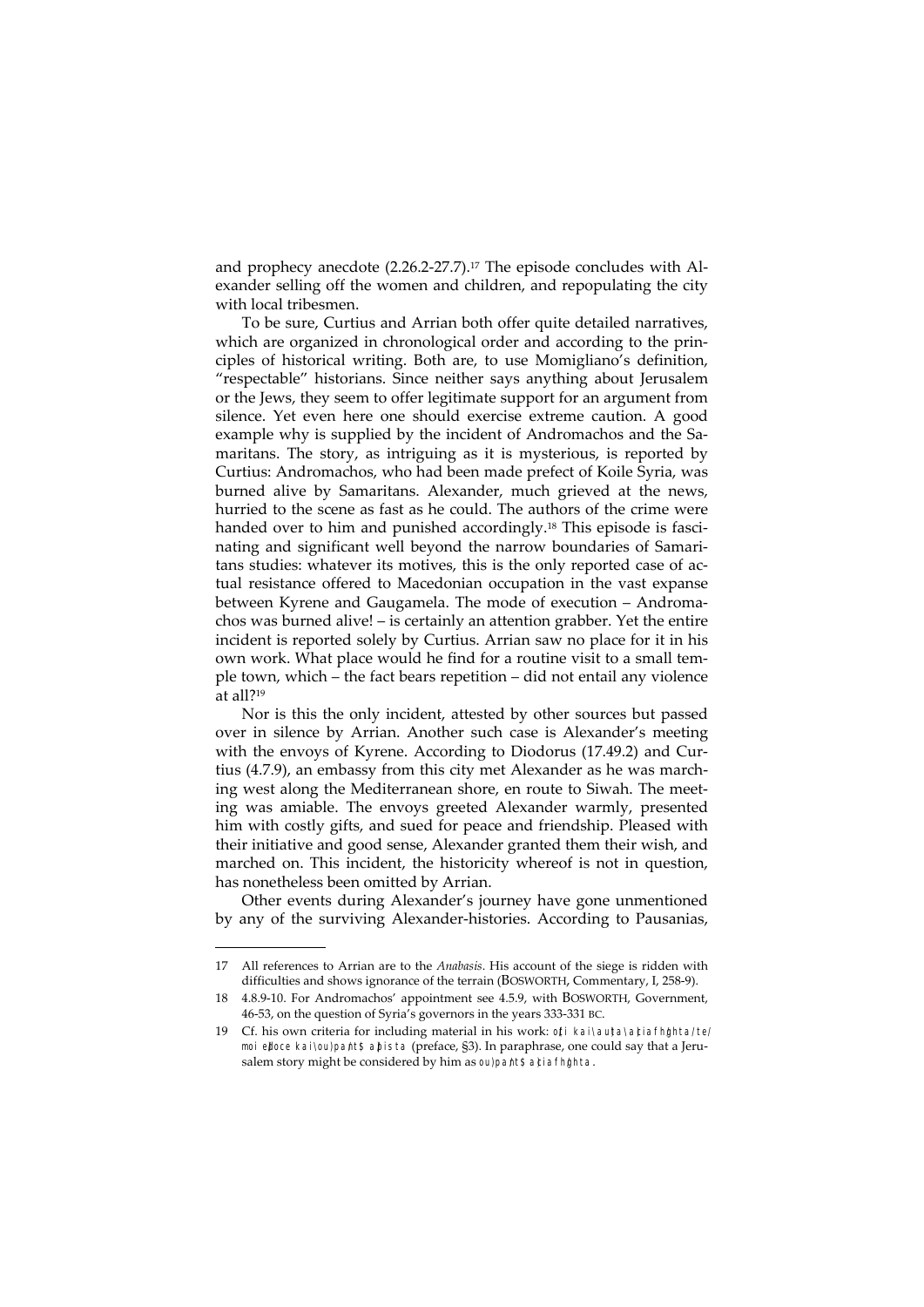and prophecy anecdote (2.26.2-27.7).[17] The episode concludes with Alexander selling off the women and children, and repopulating the city with local tribesmen.

To be sure, Curtius and Arrian both offer quite detailed narratives, which are organized in chronological order and according to the principles of historical writing. Both are, to use Momigliano's definition, "respectable" historians. Since neither says anything about Jerusalem or the Jews, they seem to offer legitimate support for an argument from silence. Yet even here one should exercise extreme caution. A good example why is supplied by the incident of Andromachos and the Samaritans. The story, as intriguing as it is mysterious, is reported by Curtius: Andromachos, who had been made prefect of Koile Syria, was burned alive by Samaritans. Alexander, much grieved at the news, hurried to the scene as fast as he could. The authors of the crime were handed over to him and punished accordingly.[18] This episode is fascinating and significant well beyond the narrow boundaries of Samaritans studies: whatever its motives, this is the only reported case of actual resistance offered to Macedonian occupation in the vast expanse between Kyrene and Gaugamela. The mode of execution – Andromachos was burned alive! – is certainly an attention grabber. Yet the entire incident is reported solely by Curtius. Arrian saw no place for it in his own work. What place would he find for a routine visit to a small temple town, which – the fact bears repetition – did not entail any violence at all?[19]

Nor is this the only incident, attested by other sources but passed over in silence by Arrian. Another such case is Alexander's meeting with the envoys of Kyrene. According to Diodorus (17.49.2) and Curtius (4.7.9), an embassy from this city met Alexander as he was marching west along the Mediterranean shore, en route to Siwah. The meeting was amiable. The envoys greeted Alexander warmly, presented him with costly gifts, and sued for peace and friendship. Pleased with their initiative and good sense, Alexander granted them their wish, and marched on. This incident, the historicity whereof is not in question, has nonetheless been omitted by Arrian.

Other events during Alexander's journey have gone unmentioned by any of the surviving Alexander-histories. According to Pausanias,

---

17 All references to Arrian are to the *Anabasis*. His account of the siege is ridden with difficulties and shows ignorance of the terrain (BOSWORTH, Commentary, I, 258-9).

18 4.8.9-10. For Andromachos' appointment see 4.5.9, with BOSWORTH, Government, 46-53, on the question of Syria's governors in the years 333-331 BC.

19 Cf. his own criteria for including material in his work: ὅτι καὶ αὐτὰ ἀξιαφήγητά τέ μοι ἔδοξε καὶ οὐ πάντῃ ἄπιστα (preface, §3). In paraphrase, one could say that a Jerusalem story might be considered by him as οὐ πάντῃ ἀξιαφήγητα.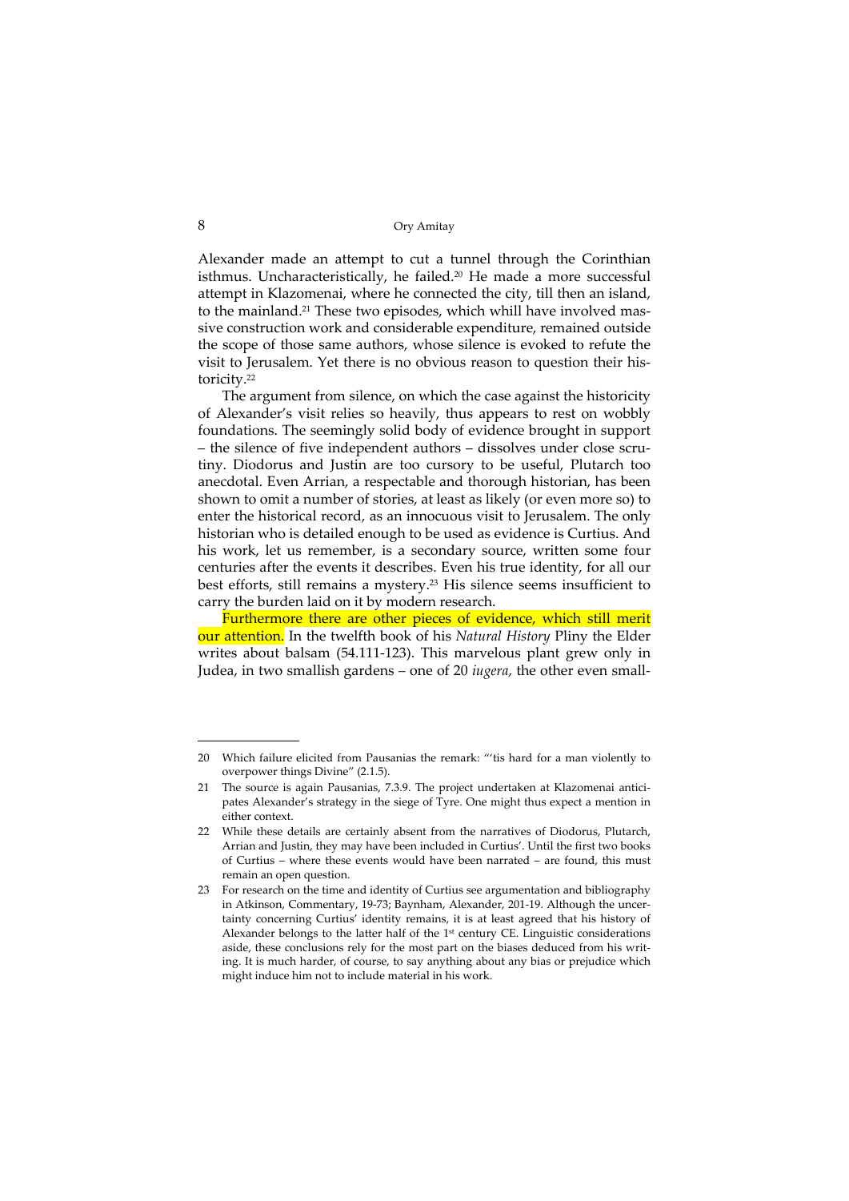Alexander made an attempt to cut a tunnel through the Corinthian isthmus. Uncharacteristically, he failed.[20] He made a more successful attempt in Klazomenai, where he connected the city, till then an island, to the mainland.[21] These two episodes, which whill have involved massive construction work and considerable expenditure, remained outside the scope of those same authors, whose silence is evoked to refute the visit to Jerusalem. Yet there is no obvious reason to question their historicity.[22]

The argument from silence, on which the case against the historicity of Alexander's visit relies so heavily, thus appears to rest on wobbly foundations. The seemingly solid body of evidence brought in support – the silence of five independent authors – dissolves under close scrutiny. Diodorus and Justin are too cursory to be useful, Plutarch too anecdotal. Even Arrian, a respectable and thorough historian, has been shown to omit a number of stories, at least as likely (or even more so) to enter the historical record, as an innocuous visit to Jerusalem. The only historian who is detailed enough to be used as evidence is Curtius. And his work, let us remember, is a secondary source, written some four centuries after the events it describes. Even his true identity, for all our best efforts, still remains a mystery.[23] His silence seems insufficient to carry the burden laid on it by modern research.

Furthermore there are other pieces of evidence, which still merit our attention. In the twelfth book of his *Natural History* Pliny the Elder writes about balsam (54.111-123). This marvelous plant grew only in Judea, in two smallish gardens – one of 20 *iugera*, the other even small-

---

20 Which failure elicited from Pausanias the remark: "'tis hard for a man violently to overpower things Divine" (2.1.5).

21 The source is again Pausanias, 7.3.9. The project undertaken at Klazomenai anticipates Alexander's strategy in the siege of Tyre. One might thus expect a mention in either context.

22 While these details are certainly absent from the narratives of Diodorus, Plutarch, Arrian and Justin, they may have been included in Curtius'. Until the first two books of Curtius – where these events would have been narrated – are found, this must remain an open question.

23 For research on the time and identity of Curtius see argumentation and bibliography in Atkinson, Commentary, 19-73; Baynham, Alexander, 201-19. Although the uncertainty concerning Curtius' identity remains, it is at least agreed that his history of Alexander belongs to the latter half of the 1st century CE. Linguistic considerations aside, these conclusions rely for the most part on the biases deduced from his writing. It is much harder, of course, to say anything about any bias or prejudice which might induce him not to include material in his work.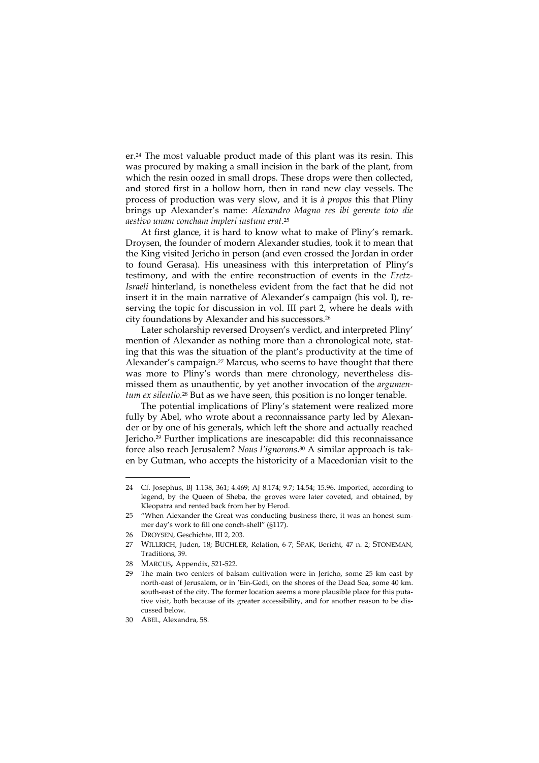er.[24] The most valuable product made of this plant was its resin. This was procured by making a small incision in the bark of the plant, from which the resin oozed in small drops. These drops were then collected, and stored first in a hollow horn, then in rand new clay vessels. The process of production was very slow, and it is *à propos* this that Pliny brings up Alexander's name: *Alexandro Magno res ibi gerente toto die aestivo unam concham impleri iustum erat*.[25]

At first glance, it is hard to know what to make of Pliny's remark. Droysen, the founder of modern Alexander studies, took it to mean that the King visited Jericho in person (and even crossed the Jordan in order to found Gerasa). His uneasiness with this interpretation of Pliny's testimony, and with the entire reconstruction of events in the *Eretz-Israeli* hinterland, is nonetheless evident from the fact that he did not insert it in the main narrative of Alexander's campaign (his vol. I), reserving the topic for discussion in vol. III part 2, where he deals with city foundations by Alexander and his successors.[26]

Later scholarship reversed Droysen's verdict, and interpreted Pliny' mention of Alexander as nothing more than a chronological note, stating that this was the situation of the plant's productivity at the time of Alexander's campaign.[27] Marcus, who seems to have thought that there was more to Pliny's words than mere chronology, nevertheless dismissed them as unauthentic, by yet another invocation of the *argumentum ex silentio*.[28] But as we have seen, this position is no longer tenable.

The potential implications of Pliny's statement were realized more fully by Abel, who wrote about a reconnaissance party led by Alexander or by one of his generals, which left the shore and actually reached Jericho.[29] Further implications are inescapable: did this reconnaissance force also reach Jerusalem? *Nous l'ignorons*.[30] A similar approach is taken by Gutman, who accepts the historicity of a Macedonian visit to the

---

24 Cf. Josephus, BJ 1.138, 361; 4.469; AJ 8.174; 9.7; 14.54; 15.96. Imported, according to legend, by the Queen of Sheba, the groves were later coveted, and obtained, by Kleopatra and rented back from her by Herod.

25 "When Alexander the Great was conducting business there, it was an honest summer day's work to fill one conch-shell" (§117).

26 DROYSEN, Geschichte, III 2, 203.

27 WILLRICH, Juden, 18; BUCHLER, Relation, 6-7; SPAK, Bericht, 47 n. 2; STONEMAN, Traditions, 39.

28 MARCUS, Appendix, 521-522.

29 The main two centers of balsam cultivation were in Jericho, some 25 km east by north-east of Jerusalem, or in 'Ein-Gedi, on the shores of the Dead Sea, some 40 km. south-east of the city. The former location seems a more plausible place for this putative visit, both because of its greater accessibility, and for another reason to be discussed below.

30 ABEL, Alexandra, 58.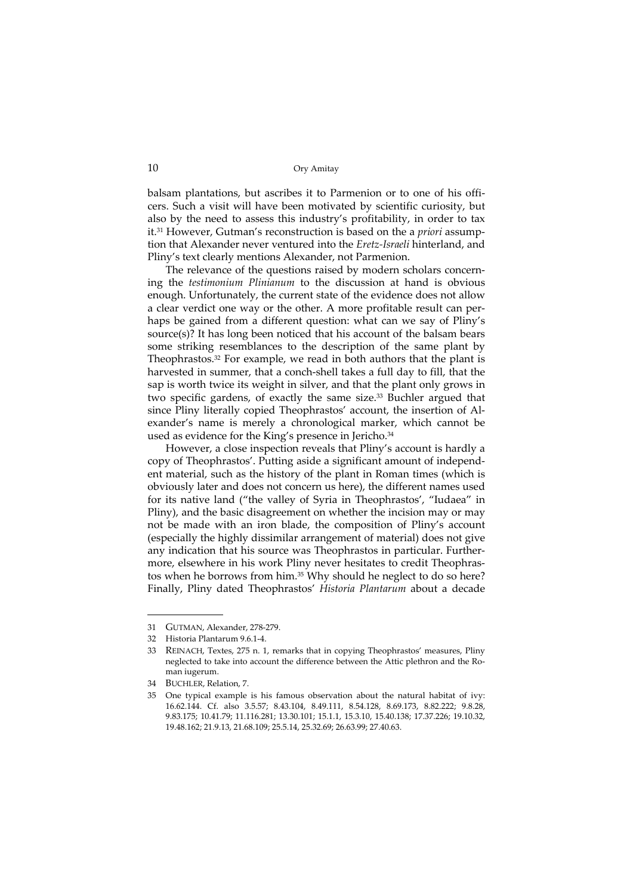balsam plantations, but ascribes it to Parmenion or to one of his officers. Such a visit will have been motivated by scientific curiosity, but also by the need to assess this industry's profitability, in order to tax it.[31] However, Gutman's reconstruction is based on the a *priori* assumption that Alexander never ventured into the *Eretz-Israeli* hinterland, and Pliny's text clearly mentions Alexander, not Parmenion.

The relevance of the questions raised by modern scholars concerning the *testimonium Plinianum* to the discussion at hand is obvious enough. Unfortunately, the current state of the evidence does not allow a clear verdict one way or the other. A more profitable result can perhaps be gained from a different question: what can we say of Pliny's source(s)? It has long been noticed that his account of the balsam bears some striking resemblances to the description of the same plant by Theophrastos.[32] For example, we read in both authors that the plant is harvested in summer, that a conch-shell takes a full day to fill, that the sap is worth twice its weight in silver, and that the plant only grows in two specific gardens, of exactly the same size.[33] Buchler argued that since Pliny literally copied Theophrastos' account, the insertion of Alexander's name is merely a chronological marker, which cannot be used as evidence for the King's presence in Jericho.[34]

However, a close inspection reveals that Pliny's account is hardly a copy of Theophrastos'. Putting aside a significant amount of independent material, such as the history of the plant in Roman times (which is obviously later and does not concern us here), the different names used for its native land ("the valley of Syria in Theophrastos', "Iudaea" in Pliny), and the basic disagreement on whether the incision may or may not be made with an iron blade, the composition of Pliny's account (especially the highly dissimilar arrangement of material) does not give any indication that his source was Theophrastos in particular. Furthermore, elsewhere in his work Pliny never hesitates to credit Theophrastos when he borrows from him.[35] Why should he neglect to do so here? Finally, Pliny dated Theophrastos' *Historia Plantarum* about a decade

---

31 GUTMAN, Alexander, 278-279.

32 Historia Plantarum 9.6.1-4.

33 REINACH, Textes, 275 n. 1, remarks that in copying Theophrastos' measures, Pliny neglected to take into account the difference between the Attic plethron and the Roman iugerum.

34 BUCHLER, Relation, 7.

35 One typical example is his famous observation about the natural habitat of ivy: 16.62.144. Cf. also 3.5.57; 8.43.104, 8.49.111, 8.54.128, 8.69.173, 8.82.222; 9.8.28, 9.83.175; 10.41.79; 11.116.281; 13.30.101; 15.1.1, 15.3.10, 15.40.138; 17.37.226; 19.10.32, 19.48.162; 21.9.13, 21.68.109; 25.5.14, 25.32.69; 26.63.99; 27.40.63.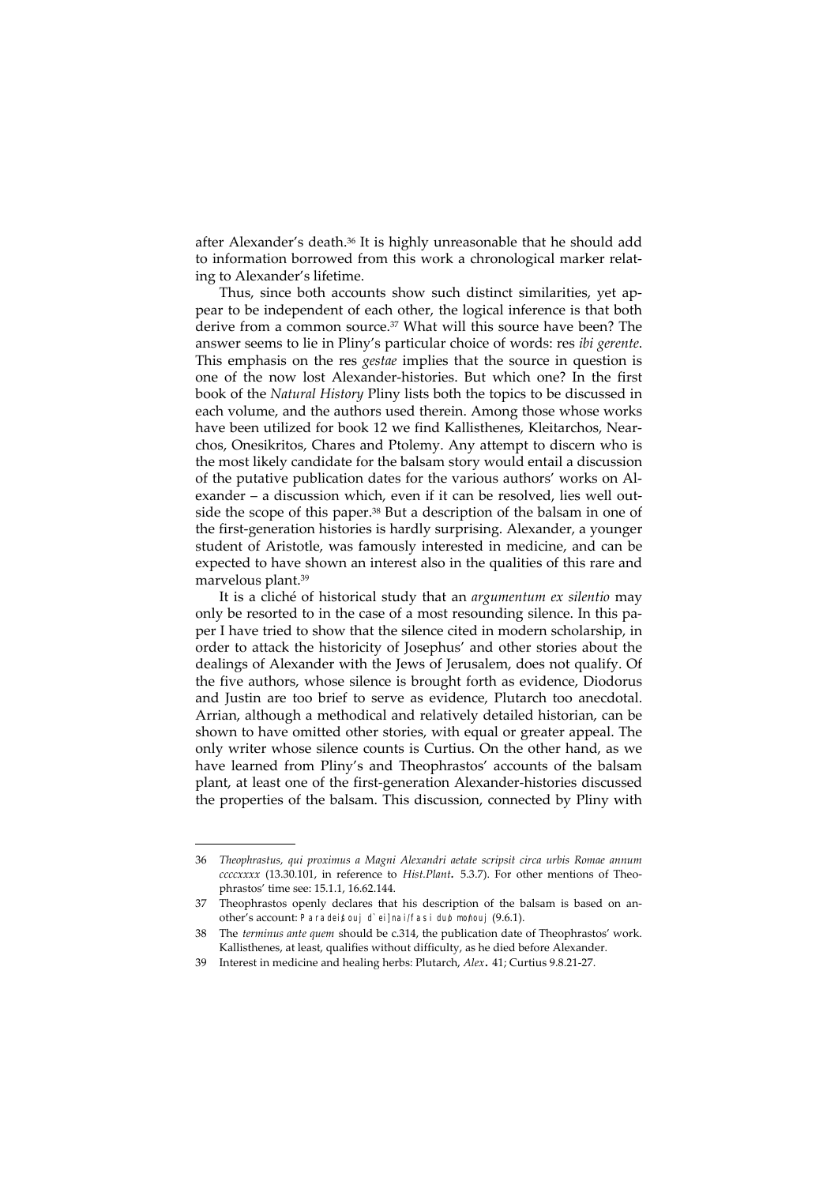after Alexander's death.[36] It is highly unreasonable that he should add to information borrowed from this work a chronological marker relating to Alexander's lifetime.

Thus, since both accounts show such distinct similarities, yet appear to be independent of each other, the logical inference is that both derive from a common source.[37] What will this source have been? The answer seems to lie in Pliny's particular choice of words: res *ibi gerente*. This emphasis on the res *gestae* implies that the source in question is one of the now lost Alexander-histories. But which one? In the first book of the *Natural History* Pliny lists both the topics to be discussed in each volume, and the authors used therein. Among those whose works have been utilized for book 12 we find Kallisthenes, Kleitarchos, Nearchos, Onesikritos, Chares and Ptolemy. Any attempt to discern who is the most likely candidate for the balsam story would entail a discussion of the putative publication dates for the various authors' works on Alexander – a discussion which, even if it can be resolved, lies well outside the scope of this paper.[38] But a description of the balsam in one of the first-generation histories is hardly surprising. Alexander, a younger student of Aristotle, was famously interested in medicine, and can be expected to have shown an interest also in the qualities of this rare and marvelous plant.[39]

It is a cliché of historical study that an *argumentum ex silentio* may only be resorted to in the case of a most resounding silence. In this paper I have tried to show that the silence cited in modern scholarship, in order to attack the historicity of Josephus' and other stories about the dealings of Alexander with the Jews of Jerusalem, does not qualify. Of the five authors, whose silence is brought forth as evidence, Diodorus and Justin are too brief to serve as evidence, Plutarch too anecdotal. Arrian, although a methodical and relatively detailed historian, can be shown to have omitted other stories, with equal or greater appeal. The only writer whose silence counts is Curtius. On the other hand, as we have learned from Pliny's and Theophrastos' accounts of the balsam plant, at least one of the first-generation Alexander-histories discussed the properties of the balsam. This discussion, connected by Pliny with

---

36 *Theophrastus, qui proximus a Magni Alexandri aetate scripsit circa urbis Romae annum ccccxxxx* (13.30.101, in reference to *Hist.Plant.* 5.3.7). For other mentions of Theophrastos' time see: 15.1.1, 16.62.144.

37 Theophrastos openly declares that his description of the balsam is based on another's account: Paradei/souj d' ei]nai/ fasi du/o mo/nouj (9.6.1).

38 The *terminus ante quem* should be c.314, the publication date of Theophrastos' work. Kallisthenes, at least, qualifies without difficulty, as he died before Alexander.

39 Interest in medicine and healing herbs: Plutarch, *Alex.* 41; Curtius 9.8.21-27.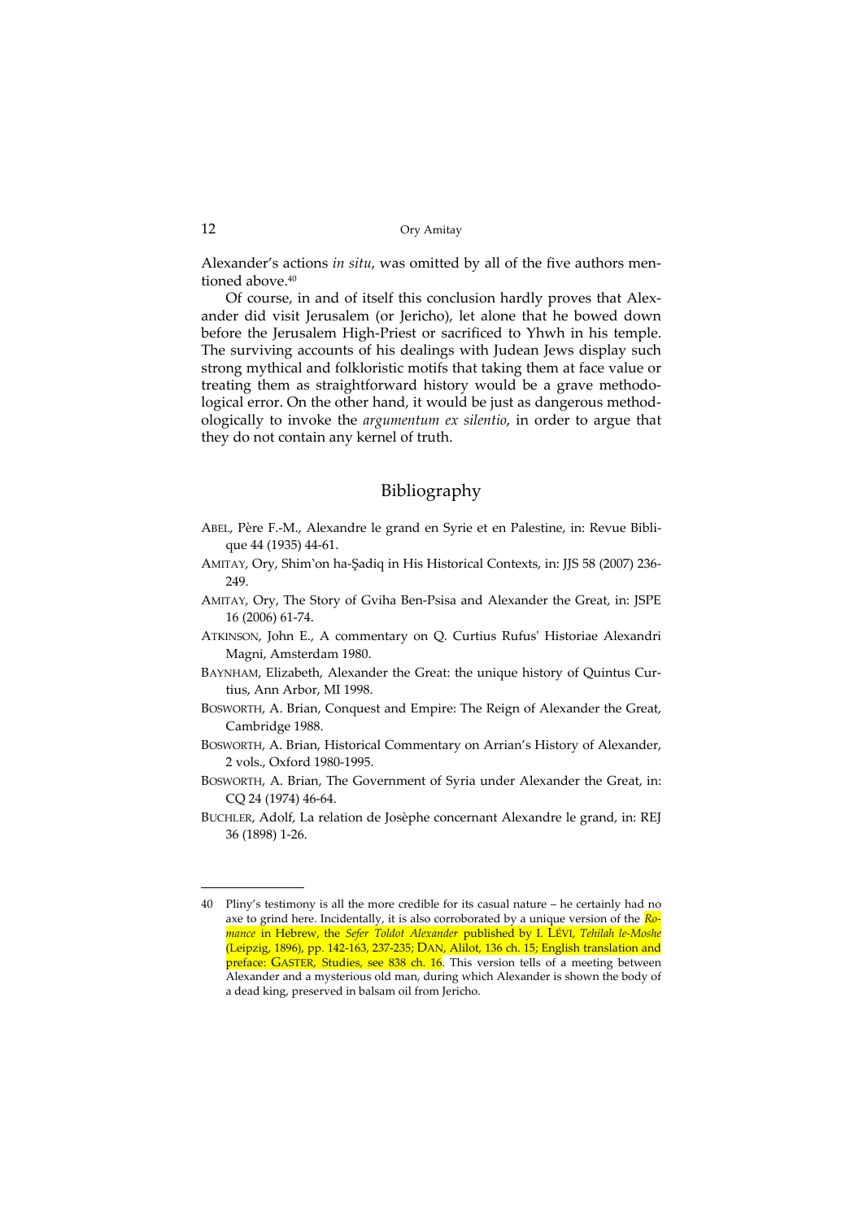Alexander's actions *in situ*, was omitted by all of the five authors mentioned above.[40]

Of course, in and of itself this conclusion hardly proves that Alexander did visit Jerusalem (or Jericho), let alone that he bowed down before the Jerusalem High-Priest or sacrificed to Yhwh in his temple. The surviving accounts of his dealings with Judean Jews display such strong mythical and folkloristic motifs that taking them at face value or treating them as straightforward history would be a grave methodological error. On the other hand, it would be just as dangerous methodologically to invoke the *argumentum ex silentio*, in order to argue that they do not contain any kernel of truth.

## Bibliography

ABEL, Père F.-M., Alexandre le grand en Syrie et en Palestine, in: Revue Biblique 44 (1935) 44-61.

AMITAY, Ory, Shim'on ha-Ṣadiq in His Historical Contexts, in: JJS 58 (2007) 236-249.

AMITAY, Ory, The Story of Gviha Ben-Psisa and Alexander the Great, in: JSPE 16 (2006) 61-74.

ATKINSON, John E., A commentary on Q. Curtius Rufus' Historiae Alexandri Magni, Amsterdam 1980.

BAYNHAM, Elizabeth, Alexander the Great: the unique history of Quintus Curtius, Ann Arbor, MI 1998.

BOSWORTH, A. Brian, Conquest and Empire: The Reign of Alexander the Great, Cambridge 1988.

BOSWORTH, A. Brian, Historical Commentary on Arrian's History of Alexander, 2 vols., Oxford 1980-1995.

BOSWORTH, A. Brian, The Government of Syria under Alexander the Great, in: CQ 24 (1974) 46-64.

BUCHLER, Adolf, La relation de Josèphe concernant Alexandre le grand, in: REJ 36 (1898) 1-26.

---

40 Pliny's testimony is all the more credible for its casual nature – he certainly had no axe to grind here. Incidentally, it is also corroborated by a unique version of the *Romance* in Hebrew, the *Sefer Toldot Alexander* published by I. LÉVI, *Tehilah le-Moshe* (Leipzig, 1896), pp. 142-163, 237-235; DAN, Alilot, 136 ch. 15; English translation and preface: GASTER, Studies, see 838 ch. 16. This version tells of a meeting between Alexander and a mysterious old man, during which Alexander is shown the body of a dead king, preserved in balsam oil from Jericho.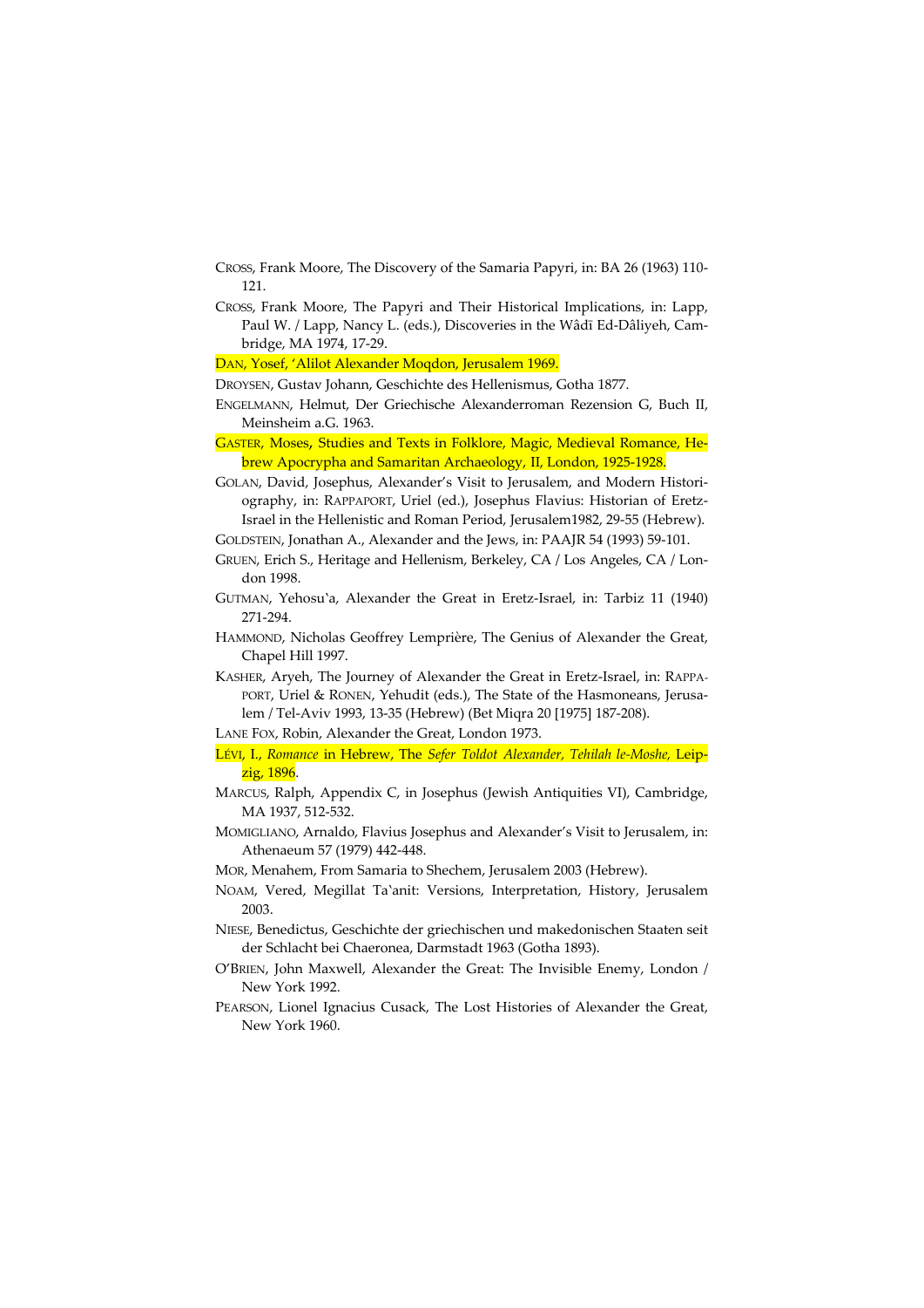CROSS, Frank Moore, The Discovery of the Samaria Papyri, in: BA 26 (1963) 110-121.

CROSS, Frank Moore, The Papyri and Their Historical Implications, in: Lapp, Paul W. / Lapp, Nancy L. (eds.), Discoveries in the Wâdī Ed-Dâliyeh, Cambridge, MA 1974, 17-29.

DAN, Yosef, ʻAlilot Alexander Moqdon, Jerusalem 1969.

DROYSEN, Gustav Johann, Geschichte des Hellenismus, Gotha 1877.

ENGELMANN, Helmut, Der Griechische Alexanderroman Rezension G, Buch II, Meinsheim a.G. 1963.

GASTER, Moses, Studies and Texts in Folklore, Magic, Medieval Romance, Hebrew Apocrypha and Samaritan Archaeology, II, London, 1925-1928.

GOLAN, David, Josephus, Alexander's Visit to Jerusalem, and Modern Historiography, in: RAPPAPORT, Uriel (ed.), Josephus Flavius: Historian of Eretz-Israel in the Hellenistic and Roman Period, Jerusalem1982, 29-55 (Hebrew).

GOLDSTEIN, Jonathan A., Alexander and the Jews, in: PAAJR 54 (1993) 59-101.

GRUEN, Erich S., Heritage and Hellenism, Berkeley, CA / Los Angeles, CA / London 1998.

GUTMAN, Yehosuʻa, Alexander the Great in Eretz-Israel, in: Tarbiz 11 (1940) 271-294.

HAMMOND, Nicholas Geoffrey Lemprière, The Genius of Alexander the Great, Chapel Hill 1997.

KASHER, Aryeh, The Journey of Alexander the Great in Eretz-Israel, in: RAPPAPORT, Uriel & RONEN, Yehudit (eds.), The State of the Hasmoneans, Jerusalem / Tel-Aviv 1993, 13-35 (Hebrew) (Bet Miqra 20 [1975] 187-208).

LANE FOX, Robin, Alexander the Great, London 1973.

LÉVI, I., *Romance* in Hebrew, The *Sefer Toldot Alexander, Tehilah le-Moshe,* Leipzig, 1896.

MARCUS, Ralph, Appendix C, in Josephus (Jewish Antiquities VI), Cambridge, MA 1937, 512-532.

MOMIGLIANO, Arnaldo, Flavius Josephus and Alexander's Visit to Jerusalem, in: Athenaeum 57 (1979) 442-448.

MOR, Menahem, From Samaria to Shechem, Jerusalem 2003 (Hebrew).

NOAM, Vered, Megillat Taʻanit: Versions, Interpretation, History, Jerusalem 2003.

NIESE, Benedictus, Geschichte der griechischen und makedonischen Staaten seit der Schlacht bei Chaeronea, Darmstadt 1963 (Gotha 1893).

O'BRIEN, John Maxwell, Alexander the Great: The Invisible Enemy, London / New York 1992.

PEARSON, Lionel Ignacius Cusack, The Lost Histories of Alexander the Great, New York 1960.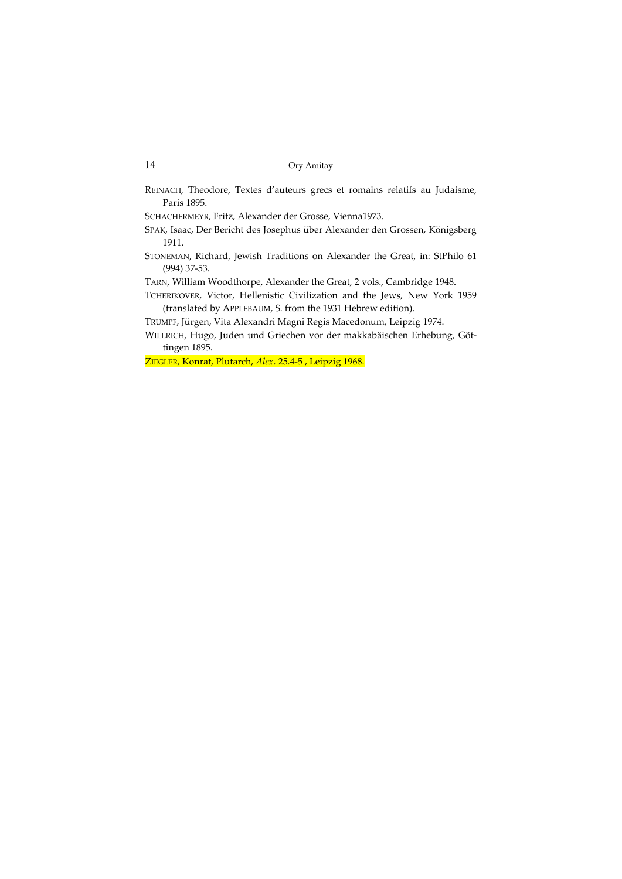REINACH, Theodore, Textes d'auteurs grecs et romains relatifs au Judaisme, Paris 1895.

SCHACHERMEYR, Fritz, Alexander der Grosse, Vienna1973.

SPAK, Isaac, Der Bericht des Josephus über Alexander den Grossen, Königsberg 1911.

STONEMAN, Richard, Jewish Traditions on Alexander the Great, in: StPhilo 61 (994) 37-53.

TARN, William Woodthorpe, Alexander the Great, 2 vols., Cambridge 1948.

TCHERIKOVER, Victor, Hellenistic Civilization and the Jews, New York 1959 (translated by APPLEBAUM, S. from the 1931 Hebrew edition).

TRUMPF, Jürgen, Vita Alexandri Magni Regis Macedonum, Leipzig 1974.

WILLRICH, Hugo, Juden und Griechen vor der makkabäischen Erhebung, Göttingen 1895.

ZIEGLER, Konrat, Plutarch, *Alex*. 25.4-5 , Leipzig 1968.